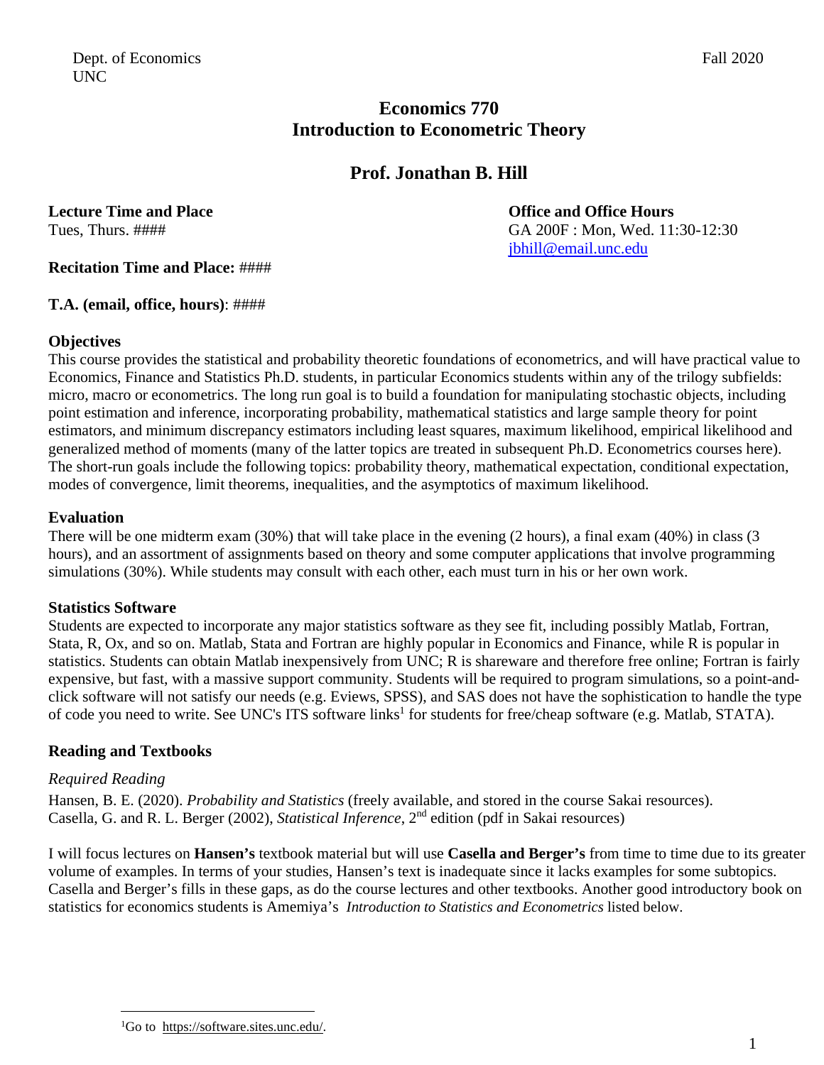Dept. of Economics
UNC

Fall 2020

# Economics 770
# Introduction to Econometric Theory

## Prof. Jonathan B. Hill

**Lecture Time and Place**
Tues, Thurs. ####

**Office and Office Hours**
GA 200F : Mon, Wed. 11:30-12:30
jbhill@email.unc.edu

**Recitation Time and Place:** ####

**T.A. (email, office, hours)**: ####

### Objectives

This course provides the statistical and probability theoretic foundations of econometrics, and will have practical value to Economics, Finance and Statistics Ph.D. students, in particular Economics students within any of the trilogy subfields: micro, macro or econometrics. The long run goal is to build a foundation for manipulating stochastic objects, including point estimation and inference, incorporating probability, mathematical statistics and large sample theory for point estimators, and minimum discrepancy estimators including least squares, maximum likelihood, empirical likelihood and generalized method of moments (many of the latter topics are treated in subsequent Ph.D. Econometrics courses here). The short-run goals include the following topics: probability theory, mathematical expectation, conditional expectation, modes of convergence, limit theorems, inequalities, and the asymptotics of maximum likelihood.

### Evaluation

There will be one midterm exam (30%) that will take place in the evening (2 hours), a final exam (40%) in class (3 hours), and an assortment of assignments based on theory and some computer applications that involve programming simulations (30%). While students may consult with each other, each must turn in his or her own work.

### Statistics Software

Students are expected to incorporate any major statistics software as they see fit, including possibly Matlab, Fortran, Stata, R, Ox, and so on. Matlab, Stata and Fortran are highly popular in Economics and Finance, while R is popular in statistics. Students can obtain Matlab inexpensively from UNC; R is shareware and therefore free online; Fortran is fairly expensive, but fast, with a massive support community. Students will be required to program simulations, so a point-and-click software will not satisfy our needs (e.g. Eviews, SPSS), and SAS does not have the sophistication to handle the type of code you need to write. See UNC's ITS software links[1] for students for free/cheap software (e.g. Matlab, STATA).

### Reading and Textbooks

*Required Reading*

Hansen, B. E. (2020). *Probability and Statistics* (freely available, and stored in the course Sakai resources).
Casella, G. and R. L. Berger (2002), *Statistical Inference*, 2nd edition (pdf in Sakai resources)

I will focus lectures on **Hansen's** textbook material but will use **Casella and Berger's** from time to time due to its greater volume of examples. In terms of your studies, Hansen's text is inadequate since it lacks examples for some subtopics. Casella and Berger's fills in these gaps, as do the course lectures and other textbooks. Another good introductory book on statistics for economics students is Amemiya's *Introduction to Statistics and Econometrics* listed below.

[1]Go to https://software.sites.unc.edu/.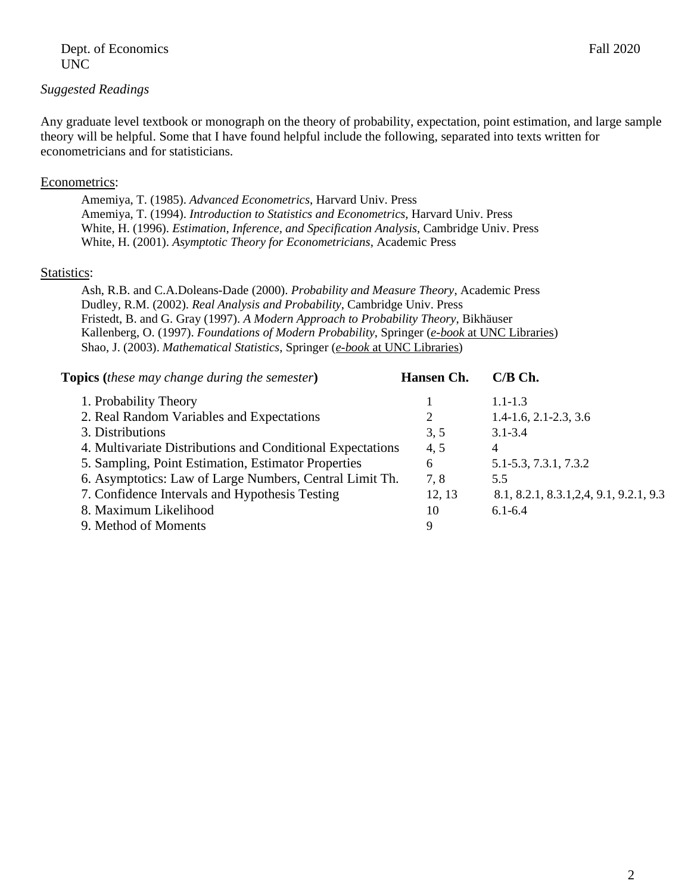Dept. of Economics                                                                                                          Fall 2020
UNC

*Suggested Readings*

Any graduate level textbook or monograph on the theory of probability, expectation, point estimation, and large sample theory will be helpful. Some that I have found helpful include the following, separated into texts written for econometricians and for statisticians.

<u>Econometrics</u>:

Amemiya, T. (1985). *Advanced Econometrics*, Harvard Univ. Press
Amemiya, T. (1994). *Introduction to Statistics and Econometrics*, Harvard Univ. Press
White, H. (1996). *Estimation, Inference, and Specification Analysis*, Cambridge Univ. Press
White, H. (2001). *Asymptotic Theory for Econometricians*, Academic Press

<u>Statistics</u>:

Ash, R.B. and C.A.Doleans-Dade (2000). *Probability and Measure Theory*, Academic Press
Dudley, R.M. (2002). *Real Analysis and Probability*, Cambridge Univ. Press
Fristedt, B. and G. Gray (1997). *A Modern Approach to Probability Theory*, Bikhäuser
Kallenberg, O. (1997). *Foundations of Modern Probability*, Springer (*e-book* at UNC Libraries)
Shao, J. (2003). *Mathematical Statistics*, Springer (*e-book* at UNC Libraries)

| **Topics (***these may change during the semester***)** | **Hansen Ch.** | **C/B Ch.** |
|---|---|---|
| 1. Probability Theory | 1 | 1.1-1.3 |
| 2. Real Random Variables and Expectations | 2 | 1.4-1.6, 2.1-2.3, 3.6 |
| 3. Distributions | 3, 5 | 3.1-3.4 |
| 4. Multivariate Distributions and Conditional Expectations | 4, 5 | 4 |
| 5. Sampling, Point Estimation, Estimator Properties | 6 | 5.1-5.3, 7.3.1, 7.3.2 |
| 6. Asymptotics: Law of Large Numbers, Central Limit Th. | 7, 8 | 5.5 |
| 7. Confidence Intervals and Hypothesis Testing | 12, 13 | 8.1, 8.2.1, 8.3.1,2,4, 9.1, 9.2.1, 9.3 |
| 8. Maximum Likelihood | 10 | 6.1-6.4 |
| 9. Method of Moments | 9 | |